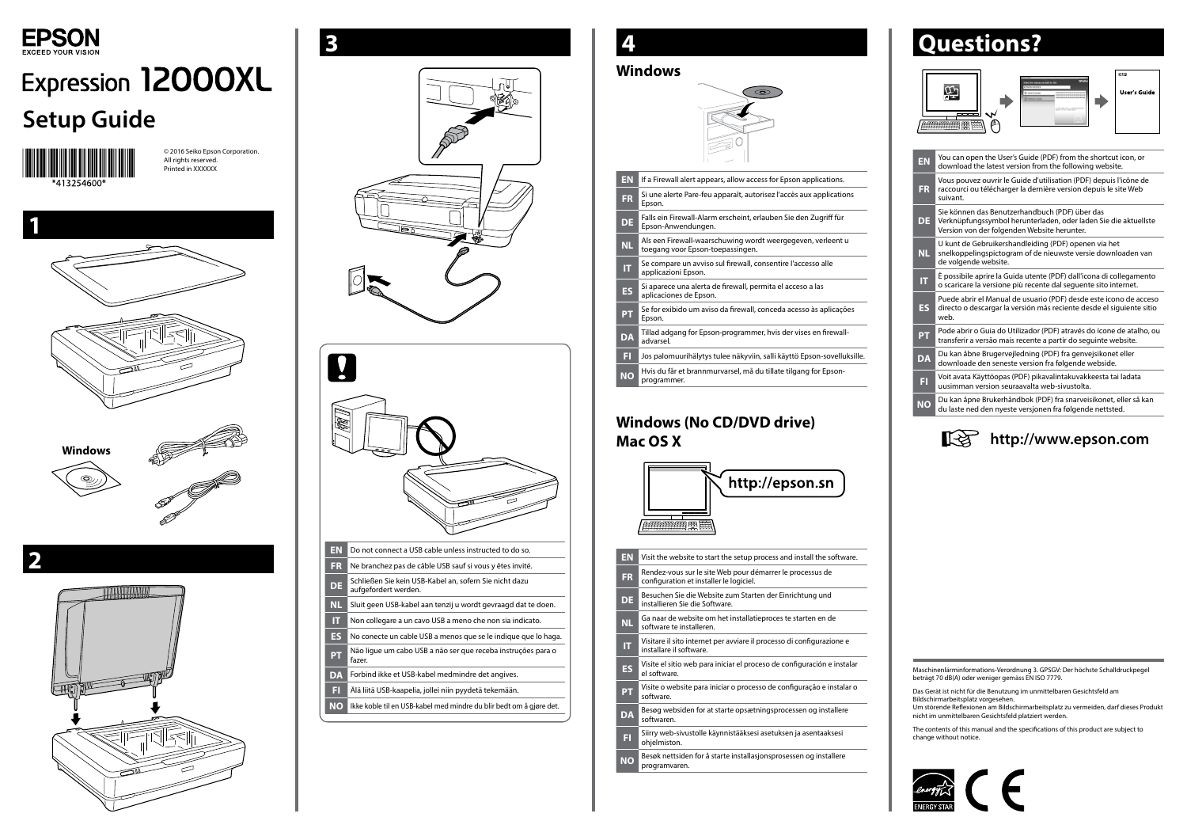EPSON
EXCEED YOUR VISION

# Expression 12000XL

# Setup Guide

*413254600*

© 2016 Seiko Epson Corporation.
All rights reserved.
Printed in XXXXXX

## 1

Windows

## 2

## 3

| | |
|---|---|
| EN | Do not connect a USB cable unless instructed to do so. |
| FR | Ne branchez pas de câble USB sauf si vous y êtes invité. |
| DE | Schließen Sie kein USB-Kabel an, sofern Sie nicht dazu aufgefordert werden. |
| NL | Sluit geen USB-kabel aan tenzij u wordt gevraagd dat te doen. |
| IT | Non collegare a un cavo USB a meno che non sia indicato. |
| ES | No conecte un cable USB a menos que se le indique que lo haga. |
| PT | Não ligue um cabo USB a não ser que receba instruções para o fazer. |
| DA | Forbind ikke et USB-kabel medmindre det angives. |
| FI | Älä liitä USB-kaapelia, jollei niin pyydetä tekemään. |
| NO | Ikke koble til en USB-kabel med mindre du blir bedt om å gjøre det. |

## 4

### Windows

| | |
|---|---|
| EN | If a Firewall alert appears, allow access for Epson applications. |
| FR | Si une alerte Pare-feu apparaît, autorisez l'accès aux applications Epson. |
| DE | Falls ein Firewall-Alarm erscheint, erlauben Sie den Zugriff für Epson-Anwendungen. |
| NL | Als een Firewall-waarschuwing wordt weergegeven, verleent u toegang voor Epson-toepassingen. |
| IT | Se compare un avviso sul firewall, consentire l'accesso alle applicazioni Epson. |
| ES | Si aparece una alerta de firewall, permita el acceso a las aplicaciones de Epson. |
| PT | Se for exibido um aviso da firewall, conceda acesso às aplicações Epson. |
| DA | Tillad adgang for Epson-programmer, hvis der vises en firewall-advarsel. |
| FI | Jos palomuurihälytys tulee näkyviin, salli käyttö Epson-sovelluksille. |
| NO | Hvis du får et brannmurvarsel, må du tillate tilgang for Epson-programmer. |

### Windows (No CD/DVD drive) Mac OS X

http://epson.sn

| | |
|---|---|
| EN | Visit the website to start the setup process and install the software. |
| FR | Rendez-vous sur le site Web pour démarrer le processus de configuration et installer le logiciel. |
| DE | Besuchen Sie die Website zum Starten der Einrichtung und installieren Sie die Software. |
| NL | Ga naar de website om het installatieproces te starten en de software te installeren. |
| IT | Visitare il sito internet per avviare il processo di configurazione e installare il software. |
| ES | Visite el sitio web para iniciar el proceso de configuración e instalar el software. |
| PT | Visite o website para iniciar o processo de configuração e instalar o software. |
| DA | Besøg websiden for at starte opsætningsprocessen og installere softwaren. |
| FI | Siirry web-sivustolle käynnistääksesi asetuksen ja asentaaksesi ohjelmiston. |
| NO | Besøk nettsiden for å starte installasjonsprosessen og installere programvaren. |

## Questions?

User's Guide

| | |
|---|---|
| EN | You can open the User's Guide (PDF) from the shortcut icon, or download the latest version from the following website. |
| FR | Vous pouvez ouvrir le Guide d'utilisation (PDF) depuis l'icône de raccourci ou télécharger la dernière version depuis le site Web suivant. |
| DE | Sie können das Benutzerhandbuch (PDF) über das Verknüpfungssymbol herunterladen, oder laden Sie die aktuellste Version von der folgenden Website herunter. |
| NL | U kunt de Gebruikershandleiding (PDF) openen via het snelkoppelingspictogram of de nieuwste versie downloaden van de volgende website. |
| IT | È possibile aprire la Guida utente (PDF) dall'icona di collegamento o scaricare la versione più recente dal seguente sito internet. |
| ES | Puede abrir el Manual de usuario (PDF) desde este icono de acceso directo o descargar la versión más reciente desde el siguiente sitio web. |
| PT | Pode abrir o Guia do Utilizador (PDF) através do ícone de atalho, ou transferir a versão mais recente a partir do seguinte website. |
| DA | Du kan åbne Brugervejledning (PDF) fra genvejsikonet eller downloade den seneste version fra følgende webside. |
| FI | Voit avata Käyttöopas (PDF) pikavalintakuvakkeesta tai ladata uusimman version seuraavalta web-sivustolta. |
| NO | Du kan åpne Brukerhåndbok (PDF) fra snarveisikonet, eller så kan du laste ned den nyeste versjonen fra følgende nettsted. |

http://www.epson.com

Maschinenlärminformations-Verordnung 3. GPSGV: Der höchste Schalldruckpegel beträgt 70 dB(A) oder weniger gemäss EN ISO 7779.

Das Gerät ist nicht für die Benutzung im unmittelbaren Gesichtsfeld am Bildschirmarbeitsplatz vorgesehen.
Um störende Reflexionen am Bildschirmarbeitsplatz zu vermeiden, darf dieses Produkt nicht im unmittelbaren Gesichtsfeld platziert werden.

The contents of this manual and the specifications of this product are subject to change without notice.

ENERGY STAR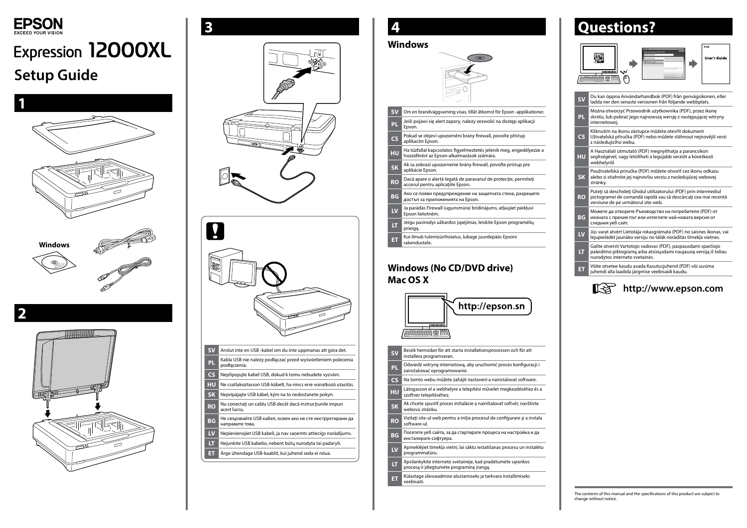EPSON
EXCEED YOUR VISION

# Expression 12000XL

## Setup Guide

## 1

Windows

## 2

## 3

| | |
|---|---|
| SV | Anslut inte en USB -kabel om du inte uppmanas att göra det. |
| PL | Kabla USB nie należy podłączać przed wyświetleniem polecenia podłączenia. |
| CS | Nepřipojujte kabel USB, dokud k tomu nebudete vyzváni. |
| HU | Ne csatlakoztasson USB-kábelt, ha nincs erre vonatkozó utasítás. |
| SK | Nepripájajte USB kábel, kým na to nedostanete pokyn. |
| RO | Nu conectaţi un cablu USB decât dacă instrucţiunile impun acest lucru. |
| BG | Не свързвайте USB кабел, освен ако не сте инструктирани да направите това. |
| LV | Nepievienojiet USB kabeli, ja nav saņemts attiecīgs norādījums. |
| LT | Nejunkite USB kabelio, nebent būtų nurodyta tai padaryti. |
| ET | Ärge ühendage USB-kaablit, kui juhend seda ei nõua. |

## 4

### Windows

| | |
|---|---|
| SV | Om en brandväggvarning visas, tillåt åtkomst för Epson -applikationer. |
| PL | Jeśli pojawi się alert zapory, należy zezwolić na dostęp aplikacji Epson. |
| CS | Pokud se objeví upozornění brány firewall, povolte přístup aplikacím Epson. |
| HU | Ha tűzfallal kapcsolatos figyelmeztetés jelenik meg, engedélyezze a hozzáférést az Epson-alkalmazások számára. |
| SK | Ak sa zobrazí upozornenie brány firewall, povoľte prístup pre aplikácie Epson. |
| RO | Dacă apare o alertă legată de paravanul de protecţie, permiteţi accesul pentru aplicaţiile Epson. |
| BG | Ако се появи предупреждение на защитната стена, разрешете достъп за приложенията на Epson. |
| LV | Ja parādās Firewall (ugunsmūra) brīdinājums, atļaujiet piekļuvi Epson lietotnēm. |
| LT | Jeigu pasirodys užkardos įspėjimas, leiskite Epson programėlių prieigą. |
| ET | Kui ilmub tulemüürihoiatus, lubage juurdepääs Epsoni rakendustele. |

### Windows (No CD/DVD drive)
### Mac OS X

http://epson.sn

| | |
|---|---|
| SV | Besök hemsidan för att starta installationsprocessen och för att installera programvaran. |
| PL | Odwiedź witrynę internetową, aby uruchomić proces konfiguracji i zainstalować oprogramowanie. |
| CS | Na tomto webu můžete zahájit nastavení a nainstalovat software. |
| HU | Látogasson el a webhelyre a telepítési művelet megkezdéséhez és a szoftver telepítéséhez. |
| SK | Ak chcete spustiť proces inštalácie a nainštalovať softvér, navštívte webovú stránku. |
| RO | Vizitaţi site-ul web pentru a iniţia procesul de configurare şi a instala software-ul. |
| BG | Посетете уеб сайта, за да стартирате процеса на настройка и да инсталирате софтуера. |
| LV | Apmeklējiet tīmekļa vietni, lai sāktu iestatīšanas procesu un instalētu programmatūru. |
| LT | Apsilankykite interneto svetainėje, kad pradėtumėte sąrankos procesą ir įdiegtumėte programinę įrangą. |
| ET | Külastage ülesseadmise alustamiseks ja tarkvara installimiseks veebisaiti. |

## Questions?

User's Guide

| | |
|---|---|
| SV | Du kan öppna Användarhandbok (PDF) från genvägsikonen, eller ladda ner den senaste versionen från följande webbplats. |
| PL | Można otworzyć Przewodnik użytkownika (PDF), przez ikonę skrótu, lub pobrać jego najnowszą wersję z następującej witryny internetowej. |
| CS | Kliknutím na ikonu zástupce můžete otevřít dokument Uživatelská příručka (PDF) nebo můžete stáhnout nejnovější verzi z následujícího webu. |
| HU | A Használati útmutató (PDF) megnyithatja a parancsikon segítségével, vagy letöltheti a legújabb verziót a következő webhelyről. |
| SK | Používateľská príručka (PDF) môžete otvoriť cez ikonu odkazu alebo si stiahnite jej najnovšiu verziu z nasledujúcej webovej stránky. |
| RO | Puteţi să deschideţi Ghidul utilizatorului (PDF) prin intermediul pictogramei de comandă rapidă sau să descărcaţi cea mai recentă versiune de pe următorul site web. |
| BG | Можете да отворите Ръководство на потребителя (PDF) от иконата с пряк път или изтеглете най-новата версия от следния уеб сайт. |
| LV | Jūs varat atvērt Lietotāja rokasgrāmata (PDF) no saīsnes ikonas, vai lejupielādēt jaunāko versiju no tālāk norādītās tīmekļa vietnes. |
| LT | Galite atversti Vartotojo vadovas (PDF), paspausdami sparčiojo paleidimo piktogramą arba atsisiųsdami naujausią versiją iš toliau nurodytos interneto svetainės. |
| ET | Võite otsetee kaudu avada Kasutusjuhend (PDF) või uusima juhendi alla laadida järgmise veebisaidi kaudu. |

http://www.epson.com

The contents of this manual and the specifications of this product are subject to change without notice.